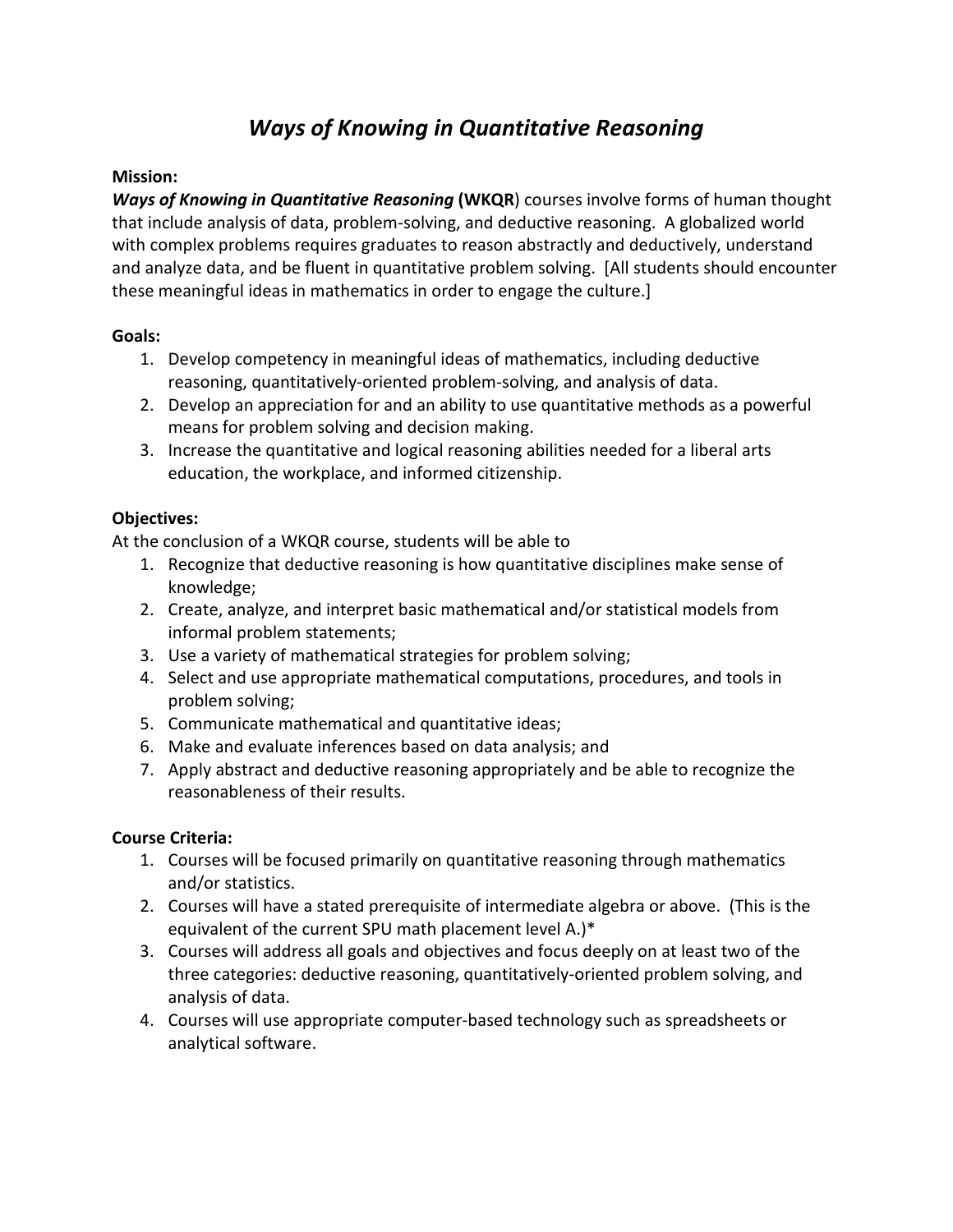# *Ways of Knowing in Quantitative Reasoning*

**Mission:**

***Ways of Knowing in Quantitative Reasoning*** **(WKQR**) courses involve forms of human thought that include analysis of data, problem-solving, and deductive reasoning. A globalized world with complex problems requires graduates to reason abstractly and deductively, understand and analyze data, and be fluent in quantitative problem solving. [All students should encounter these meaningful ideas in mathematics in order to engage the culture.]

**Goals:**

1. Develop competency in meaningful ideas of mathematics, including deductive reasoning, quantitatively-oriented problem-solving, and analysis of data.
2. Develop an appreciation for and an ability to use quantitative methods as a powerful means for problem solving and decision making.
3. Increase the quantitative and logical reasoning abilities needed for a liberal arts education, the workplace, and informed citizenship.

**Objectives:**

At the conclusion of a WKQR course, students will be able to

1. Recognize that deductive reasoning is how quantitative disciplines make sense of knowledge;
2. Create, analyze, and interpret basic mathematical and/or statistical models from informal problem statements;
3. Use a variety of mathematical strategies for problem solving;
4. Select and use appropriate mathematical computations, procedures, and tools in problem solving;
5. Communicate mathematical and quantitative ideas;
6. Make and evaluate inferences based on data analysis; and
7. Apply abstract and deductive reasoning appropriately and be able to recognize the reasonableness of their results.

**Course Criteria:**

1. Courses will be focused primarily on quantitative reasoning through mathematics and/or statistics.
2. Courses will have a stated prerequisite of intermediate algebra or above. (This is the equivalent of the current SPU math placement level A.)*
3. Courses will address all goals and objectives and focus deeply on at least two of the three categories: deductive reasoning, quantitatively-oriented problem solving, and analysis of data.
4. Courses will use appropriate computer-based technology such as spreadsheets or analytical software.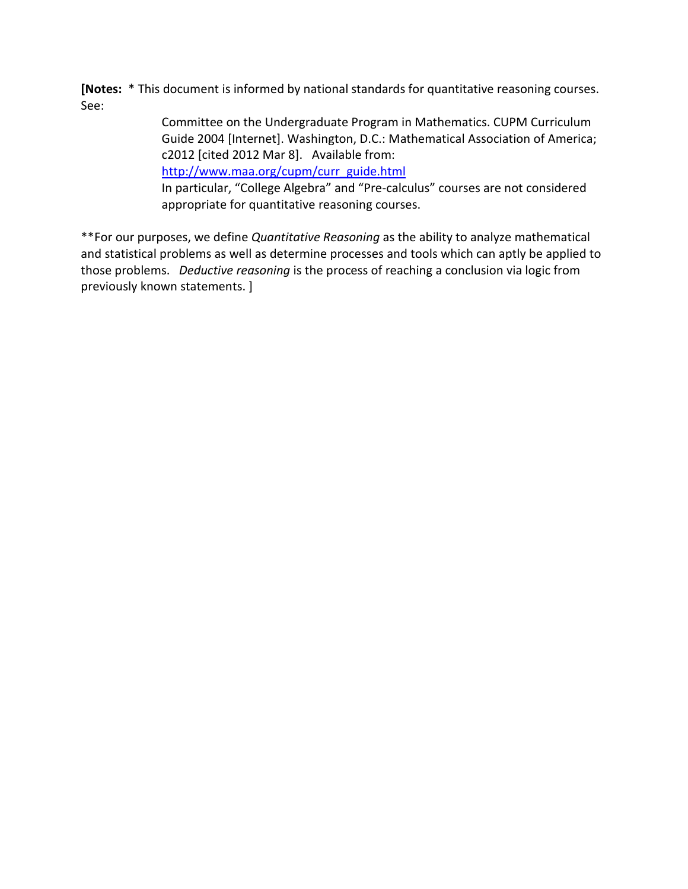**[Notes:** * This document is informed by national standards for quantitative reasoning courses. See:

> Committee on the Undergraduate Program in Mathematics. CUPM Curriculum Guide 2004 [Internet]. Washington, D.C.: Mathematical Association of America; c2012 [cited 2012 Mar 8]. Available from: [http://www.maa.org/cupm/curr_guide.html](http://www.maa.org/cupm/curr_guide.html)
>
> In particular, "College Algebra" and "Pre-calculus" courses are not considered appropriate for quantitative reasoning courses.

**For our purposes, we define *Quantitative Reasoning* as the ability to analyze mathematical and statistical problems as well as determine processes and tools which can aptly be applied to those problems. *Deductive reasoning* is the process of reaching a conclusion via logic from previously known statements. ]